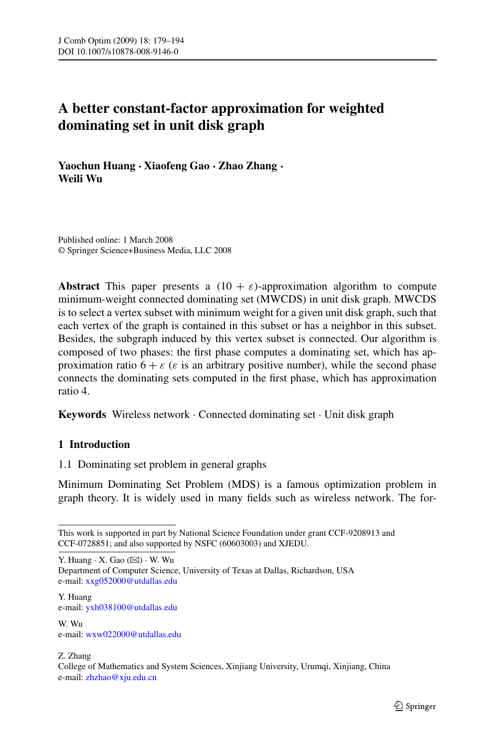# A better constant-factor approximation for weighted dominating set in unit disk graph

**Yaochun Huang · Xiaofeng Gao · Zhao Zhang · Weili Wu**

Published online: 1 March 2008
© Springer Science+Business Media, LLC 2008

**Abstract** This paper presents a $(10 + \varepsilon)$-approximation algorithm to compute minimum-weight connected dominating set (MWCDS) in unit disk graph. MWCDS is to select a vertex subset with minimum weight for a given unit disk graph, such that each vertex of the graph is contained in this subset or has a neighbor in this subset. Besides, the subgraph induced by this vertex subset is connected. Our algorithm is composed of two phases: the first phase computes a dominating set, which has approximation ratio $6 + \varepsilon$ ($\varepsilon$ is an arbitrary positive number), while the second phase connects the dominating sets computed in the first phase, which has approximation ratio 4.

**Keywords** Wireless network · Connected dominating set · Unit disk graph

## 1 Introduction

### 1.1 Dominating set problem in general graphs

Minimum Dominating Set Problem (MDS) is a famous optimization problem in graph theory. It is widely used in many fields such as wireless network. The for-

---

This work is supported in part by National Science Foundation under grant CCF-9208913 and CCF-0728851; and also supported by NSFC (60603003) and XJEDU.

Y. Huang · X. Gao (✉) · W. Wu
Department of Computer Science, University of Texas at Dallas, Richardson, USA
e-mail: xxg052000@utdallas.edu

Y. Huang
e-mail: yxh038100@utdallas.edu

W. Wu
e-mail: wxw022000@utdallas.edu

Z. Zhang
College of Mathematics and System Sciences, Xinjiang University, Urumqi, Xinjiang, China
e-mail: zhzhao@xju.edu.cn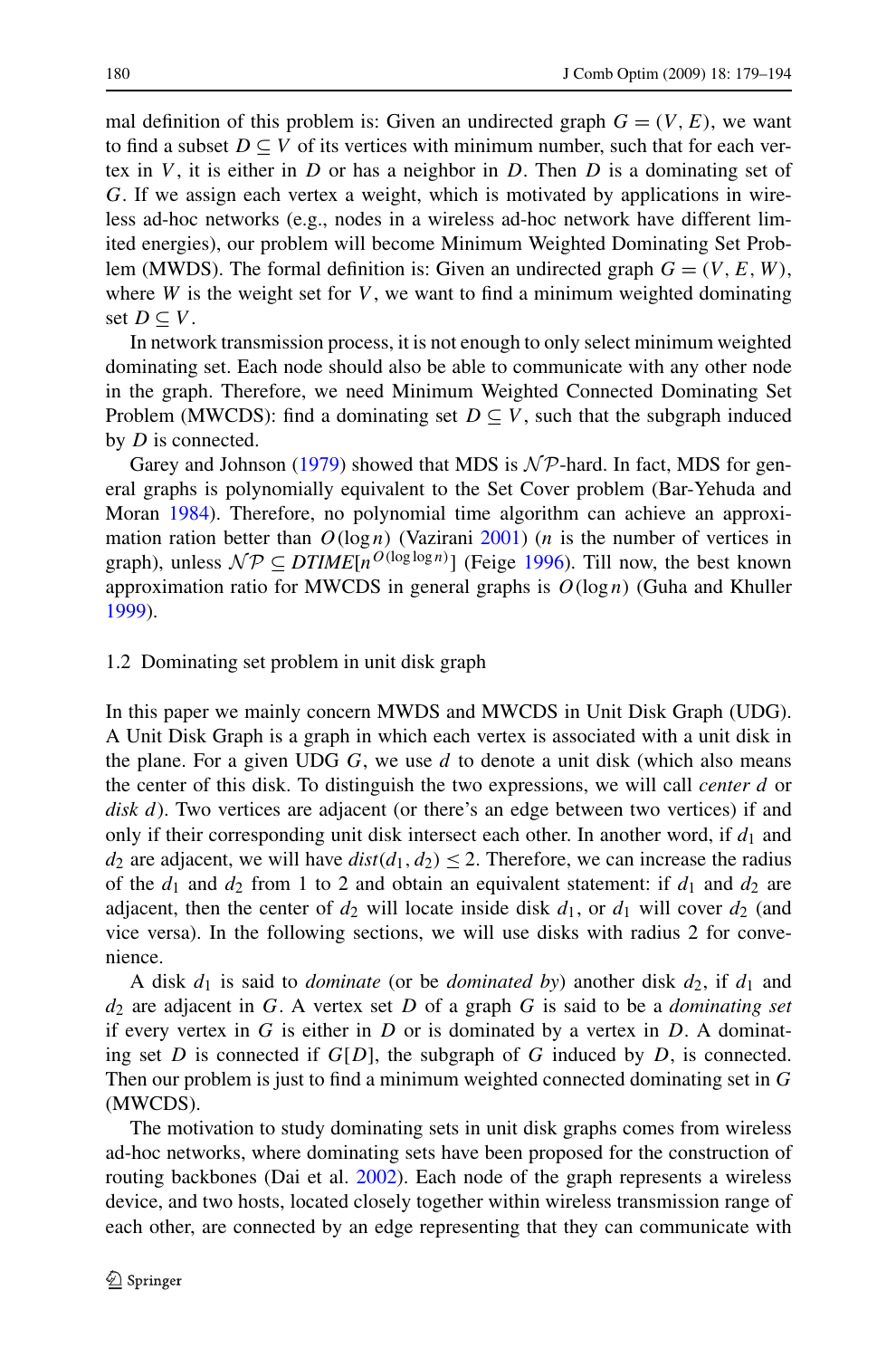mal definition of this problem is: Given an undirected graph $G = (V, E)$, we want to find a subset $D \subseteq V$ of its vertices with minimum number, such that for each vertex in $V$, it is either in $D$ or has a neighbor in $D$. Then $D$ is a dominating set of $G$. If we assign each vertex a weight, which is motivated by applications in wireless ad-hoc networks (e.g., nodes in a wireless ad-hoc network have different limited energies), our problem will become Minimum Weighted Dominating Set Problem (MWDS). The formal definition is: Given an undirected graph $G = (V, E, W)$, where $W$ is the weight set for $V$, we want to find a minimum weighted dominating set $D \subseteq V$.

In network transmission process, it is not enough to only select minimum weighted dominating set. Each node should also be able to communicate with any other node in the graph. Therefore, we need Minimum Weighted Connected Dominating Set Problem (MWCDS): find a dominating set $D \subseteq V$, such that the subgraph induced by $D$ is connected.

Garey and Johnson (1979) showed that MDS is $\mathcal{NP}$-hard. In fact, MDS for general graphs is polynomially equivalent to the Set Cover problem (Bar-Yehuda and Moran 1984). Therefore, no polynomial time algorithm can achieve an approximation ration better than $O(\log n)$ (Vazirani 2001) ($n$ is the number of vertices in graph), unless $\mathcal{NP} \subseteq DTIME[n^{O(\log\log n)}]$ (Feige 1996). Till now, the best known approximation ratio for MWCDS in general graphs is $O(\log n)$ (Guha and Khuller 1999).

### 1.2 Dominating set problem in unit disk graph

In this paper we mainly concern MWDS and MWCDS in Unit Disk Graph (UDG). A Unit Disk Graph is a graph in which each vertex is associated with a unit disk in the plane. For a given UDG $G$, we use $d$ to denote a unit disk (which also means the center of this disk. To distinguish the two expressions, we will call *center* $d$ or *disk* $d$). Two vertices are adjacent (or there's an edge between two vertices) if and only if their corresponding unit disk intersect each other. In another word, if $d_1$ and $d_2$ are adjacent, we will have $dist(d_1, d_2) \leq 2$. Therefore, we can increase the radius of the $d_1$ and $d_2$ from 1 to 2 and obtain an equivalent statement: if $d_1$ and $d_2$ are adjacent, then the center of $d_2$ will locate inside disk $d_1$, or $d_1$ will cover $d_2$ (and vice versa). In the following sections, we will use disks with radius 2 for convenience.

A disk $d_1$ is said to *dominate* (or be *dominated by*) another disk $d_2$, if $d_1$ and $d_2$ are adjacent in $G$. A vertex set $D$ of a graph $G$ is said to be a *dominating set* if every vertex in $G$ is either in $D$ or is dominated by a vertex in $D$. A dominating set $D$ is connected if $G[D]$, the subgraph of $G$ induced by $D$, is connected. Then our problem is just to find a minimum weighted connected dominating set in $G$ (MWCDS).

The motivation to study dominating sets in unit disk graphs comes from wireless ad-hoc networks, where dominating sets have been proposed for the construction of routing backbones (Dai et al. 2002). Each node of the graph represents a wireless device, and two hosts, located closely together within wireless transmission range of each other, are connected by an edge representing that they can communicate with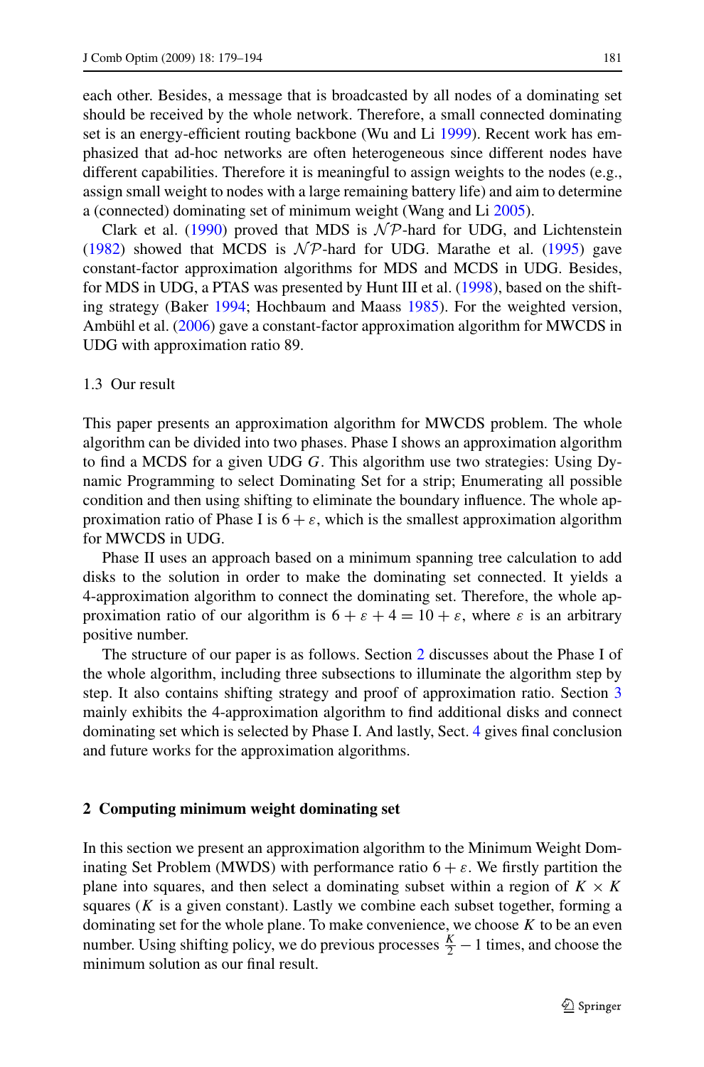each other. Besides, a message that is broadcasted by all nodes of a dominating set should be received by the whole network. Therefore, a small connected dominating set is an energy-efficient routing backbone (Wu and Li 1999). Recent work has emphasized that ad-hoc networks are often heterogeneous since different nodes have different capabilities. Therefore it is meaningful to assign weights to the nodes (e.g., assign small weight to nodes with a large remaining battery life) and aim to determine a (connected) dominating set of minimum weight (Wang and Li 2005).

Clark et al. (1990) proved that MDS is $\mathcal{NP}$-hard for UDG, and Lichtenstein (1982) showed that MCDS is $\mathcal{NP}$-hard for UDG. Marathe et al. (1995) gave constant-factor approximation algorithms for MDS and MCDS in UDG. Besides, for MDS in UDG, a PTAS was presented by Hunt III et al. (1998), based on the shifting strategy (Baker 1994; Hochbaum and Maass 1985). For the weighted version, Ambühl et al. (2006) gave a constant-factor approximation algorithm for MWCDS in UDG with approximation ratio 89.

### 1.3 Our result

This paper presents an approximation algorithm for MWCDS problem. The whole algorithm can be divided into two phases. Phase I shows an approximation algorithm to find a MCDS for a given UDG $G$. This algorithm use two strategies: Using Dynamic Programming to select Dominating Set for a strip; Enumerating all possible condition and then using shifting to eliminate the boundary influence. The whole approximation ratio of Phase I is $6 + \varepsilon$, which is the smallest approximation algorithm for MWCDS in UDG.

Phase II uses an approach based on a minimum spanning tree calculation to add disks to the solution in order to make the dominating set connected. It yields a 4-approximation algorithm to connect the dominating set. Therefore, the whole approximation ratio of our algorithm is $6 + \varepsilon + 4 = 10 + \varepsilon$, where $\varepsilon$ is an arbitrary positive number.

The structure of our paper is as follows. Section 2 discusses about the Phase I of the whole algorithm, including three subsections to illuminate the algorithm step by step. It also contains shifting strategy and proof of approximation ratio. Section 3 mainly exhibits the 4-approximation algorithm to find additional disks and connect dominating set which is selected by Phase I. And lastly, Sect. 4 gives final conclusion and future works for the approximation algorithms.

## 2 Computing minimum weight dominating set

In this section we present an approximation algorithm to the Minimum Weight Dominating Set Problem (MWDS) with performance ratio $6 + \varepsilon$. We firstly partition the plane into squares, and then select a dominating subset within a region of $K \times K$ squares ($K$ is a given constant). Lastly we combine each subset together, forming a dominating set for the whole plane. To make convenience, we choose $K$ to be an even number. Using shifting policy, we do previous processes $\frac{K}{2} - 1$ times, and choose the minimum solution as our final result.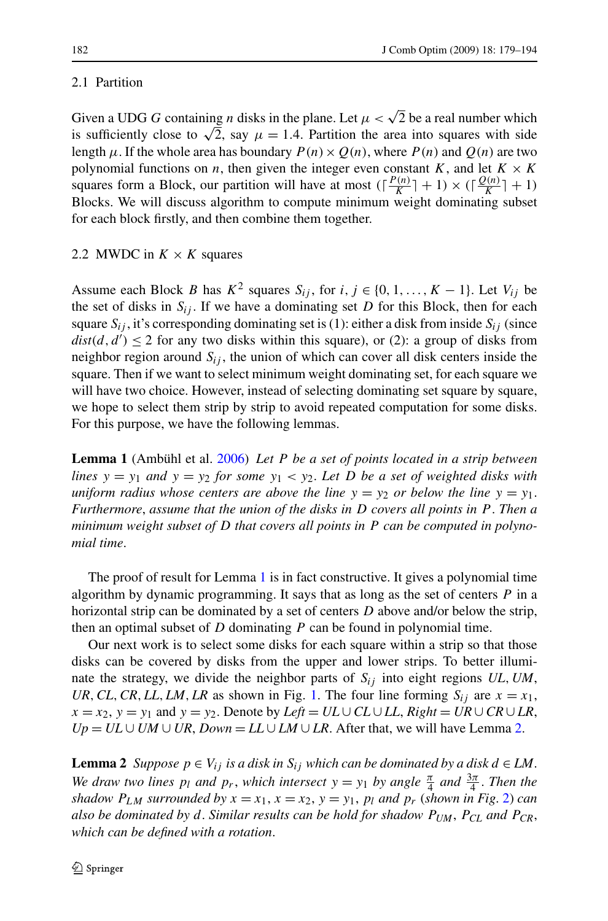### 2.1 Partition

Given a UDG $G$ containing $n$ disks in the plane. Let $\mu < \sqrt{2}$ be a real number which is sufficiently close to $\sqrt{2}$, say $\mu = 1.4$. Partition the area into squares with side length $\mu$. If the whole area has boundary $P(n) \times Q(n)$, where $P(n)$ and $Q(n)$ are two polynomial functions on $n$, then given the integer even constant $K$, and let $K \times K$ squares form a Block, our partition will have at most $(\lceil \frac{P(n)}{K} \rceil + 1) \times (\lceil \frac{Q(n)}{K} \rceil + 1)$ Blocks. We will discuss algorithm to compute minimum weight dominating subset for each block firstly, and then combine them together.

### 2.2 MWDC in $K \times K$ squares

Assume each Block $B$ has $K^2$ squares $S_{ij}$, for $i, j \in \{0, 1, \ldots, K-1\}$. Let $V_{ij}$ be the set of disks in $S_{ij}$. If we have a dominating set $D$ for this Block, then for each square $S_{ij}$, it's corresponding dominating set is (1): either a disk from inside $S_{ij}$ (since $dist(d, d') \leq 2$ for any two disks within this square), or (2): a group of disks from neighbor region around $S_{ij}$, the union of which can cover all disk centers inside the square. Then if we want to select minimum weight dominating set, for each square we will have two choice. However, instead of selecting dominating set square by square, we hope to select them strip by strip to avoid repeated computation for some disks. For this purpose, we have the following lemmas.

**Lemma 1** (Ambühl et al. 2006) *Let $P$ be a set of points located in a strip between lines $y = y_1$ and $y = y_2$ for some $y_1 < y_2$. Let $D$ be a set of weighted disks with uniform radius whose centers are above the line $y = y_2$ or below the line $y = y_1$. Furthermore, assume that the union of the disks in $D$ covers all points in $P$. Then a minimum weight subset of $D$ that covers all points in $P$ can be computed in polynomial time.*

The proof of result for Lemma 1 is in fact constructive. It gives a polynomial time algorithm by dynamic programming. It says that as long as the set of centers $P$ in a horizontal strip can be dominated by a set of centers $D$ above and/or below the strip, then an optimal subset of $D$ dominating $P$ can be found in polynomial time.

Our next work is to select some disks for each square within a strip so that those disks can be covered by disks from the upper and lower strips. To better illuminate the strategy, we divide the neighbor parts of $S_{ij}$ into eight regions $UL$, $UM$, $UR$, $CL$, $CR$, $LL$, $LM$, $LR$ as shown in Fig. 1. The four line forming $S_{ij}$ are $x = x_1$, $x = x_2$, $y = y_1$ and $y = y_2$. Denote by $Left = UL \cup CL \cup LL$, $Right = UR \cup CR \cup LR$, $Up = UL \cup UM \cup UR$, $Down = LL \cup LM \cup LR$. After that, we will have Lemma 2.

**Lemma 2** *Suppose $p \in V_{ij}$ is a disk in $S_{ij}$ which can be dominated by a disk $d \in LM$. We draw two lines $p_l$ and $p_r$, which intersect $y = y_1$ by angle $\frac{\pi}{4}$ and $\frac{3\pi}{4}$. Then the shadow $P_{LM}$ surrounded by $x = x_1$, $x = x_2$, $y = y_1$, $p_l$ and $p_r$ (shown in Fig. 2) can also be dominated by $d$. Similar results can be hold for shadow $P_{UM}$, $P_{CL}$ and $P_{CR}$, which can be defined with a rotation.*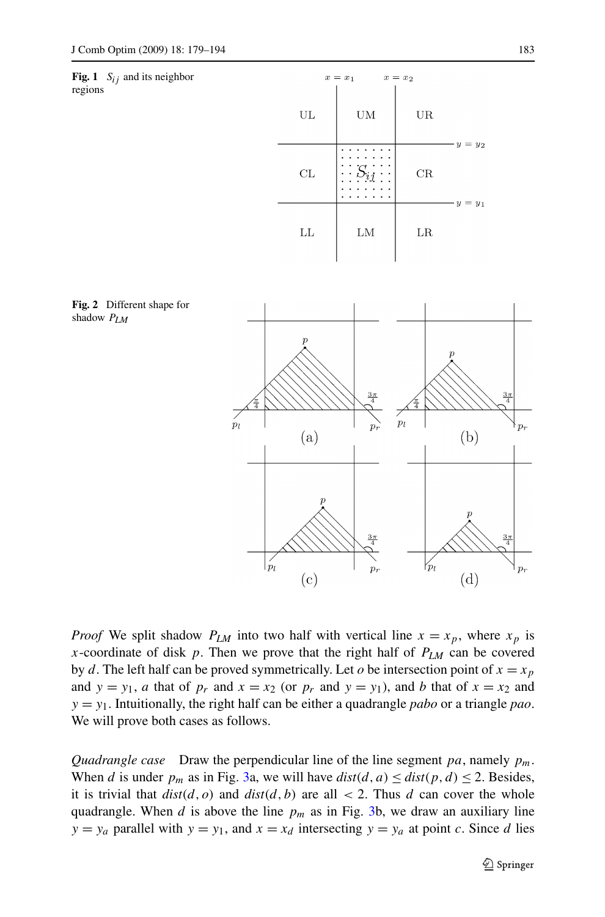**Fig. 1** $S_{ij}$ and its neighbor regions

**Fig. 2** Different shape for shadow $P_{LM}$

*Proof* We split shadow $P_{LM}$ into two half with vertical line $x = x_p$, where $x_p$ is $x$-coordinate of disk $p$. Then we prove that the right half of $P_{LM}$ can be covered by $d$. The left half can be proved symmetrically. Let $o$ be intersection point of $x = x_p$ and $y = y_1$, $a$ that of $p_r$ and $x = x_2$ (or $p_r$ and $y = y_1$), and $b$ that of $x = x_2$ and $y = y_1$. Intuitionally, the right half can be either a quadrangle $pabo$ or a triangle $pao$. We will prove both cases as follows.

*Quadrangle case* Draw the perpendicular line of the line segment $pa$, namely $p_m$. When $d$ is under $p_m$ as in Fig. 3a, we will have $dist(d, a) \leq dist(p, d) \leq 2$. Besides, it is trivial that $dist(d, o)$ and $dist(d, b)$ are all $< 2$. Thus $d$ can cover the whole quadrangle. When $d$ is above the line $p_m$ as in Fig. 3b, we draw an auxiliary line $y = y_a$ parallel with $y = y_1$, and $x = x_d$ intersecting $y = y_a$ at point $c$. Since $d$ lies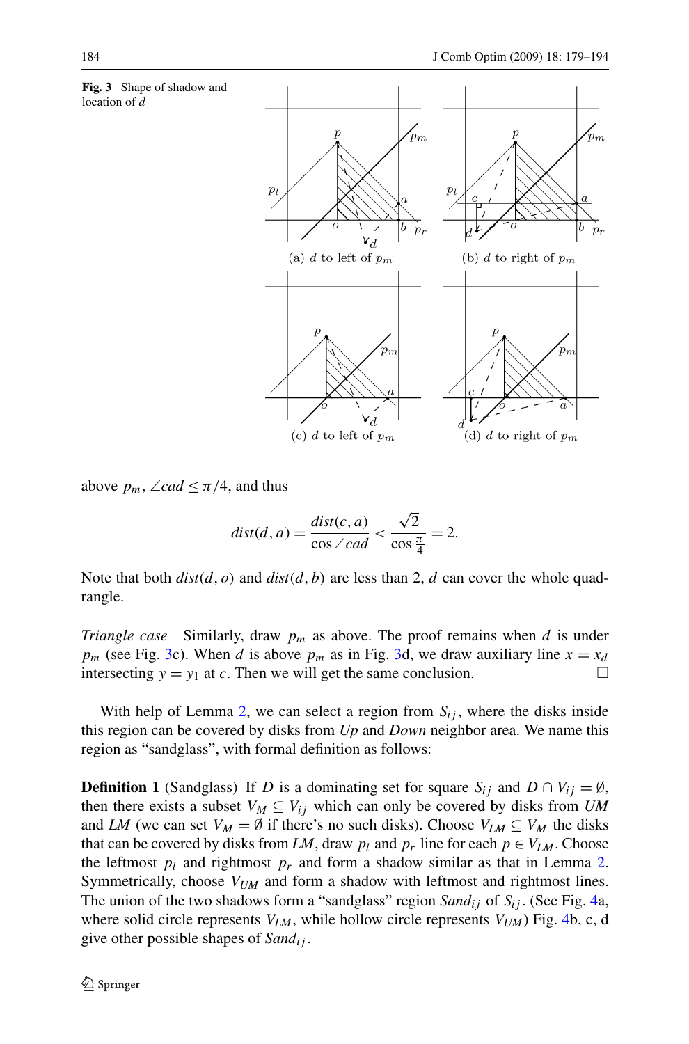**Fig. 3** Shape of shadow and location of $d$

(a) $d$ to left of $p_m$ (b) $d$ to right of $p_m$ (c) $d$ to left of $p_m$ (d) $d$ to right of $p_m$

above $p_m$, $\angle cad \le \pi/4$, and thus

$$dist(d,a) = \frac{dist(c,a)}{\cos \angle cad} < \frac{\sqrt{2}}{\cos \frac{\pi}{4}} = 2.$$

Note that both $dist(d,o)$ and $dist(d,b)$ are less than 2, $d$ can cover the whole quadrangle.

*Triangle case* Similarly, draw $p_m$ as above. The proof remains when $d$ is under $p_m$ (see Fig. 3c). When $d$ is above $p_m$ as in Fig. 3d, we draw auxiliary line $x = x_d$ intersecting $y = y_1$ at $c$. Then we will get the same conclusion. □

With help of Lemma 2, we can select a region from $S_{ij}$, where the disks inside this region can be covered by disks from *Up* and *Down* neighbor area. We name this region as "sandglass", with formal definition as follows:

**Definition 1** (Sandglass) If $D$ is a dominating set for square $S_{ij}$ and $D \cap V_{ij} = \emptyset$, then there exists a subset $V_M \subseteq V_{ij}$ which can only be covered by disks from *UM* and *LM* (we can set $V_M = \emptyset$ if there's no such disks). Choose $V_{LM} \subseteq V_M$ the disks that can be covered by disks from *LM*, draw $p_l$ and $p_r$ line for each $p \in V_{LM}$. Choose the leftmost $p_l$ and rightmost $p_r$ and form a shadow similar as that in Lemma 2. Symmetrically, choose $V_{UM}$ and form a shadow with leftmost and rightmost lines. The union of the two shadows form a "sandglass" region $Sand_{ij}$ of $S_{ij}$. (See Fig. 4a, where solid circle represents $V_{LM}$, while hollow circle represents $V_{UM}$) Fig. 4b, c, d give other possible shapes of $Sand_{ij}$.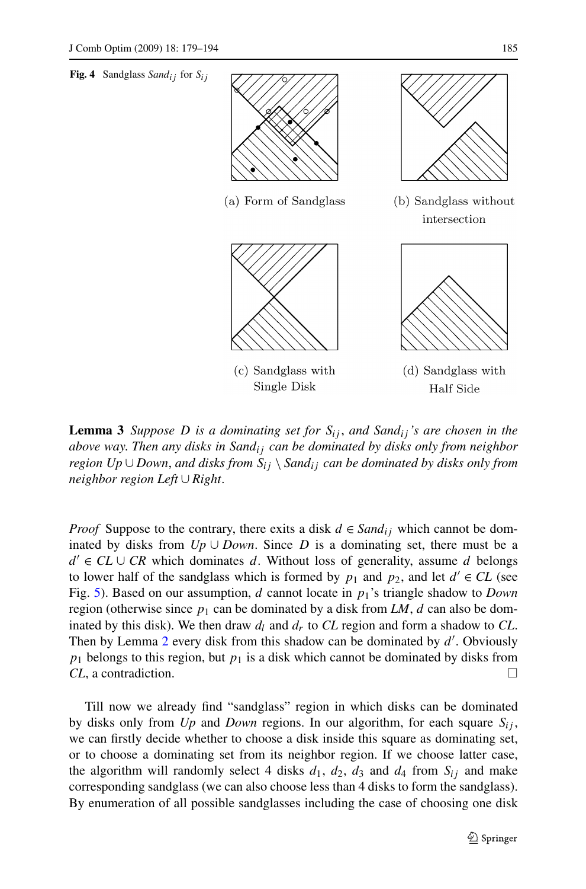**Fig. 4** Sandglass $Sand_{ij}$ for $S_{ij}$

(a) Form of Sandglass

(b) Sandglass without intersection

(c) Sandglass with Single Disk

(d) Sandglass with Half Side

**Lemma 3** *Suppose $D$ is a dominating set for $S_{ij}$, and $Sand_{ij}$'s are chosen in the above way. Then any disks in $Sand_{ij}$ can be dominated by disks only from neighbor region $Up \cup Down$, and disks from $S_{ij} \setminus Sand_{ij}$ can be dominated by disks only from neighbor region $Left \cup Right$.*

*Proof* Suppose to the contrary, there exits a disk $d \in Sand_{ij}$ which cannot be dominated by disks from $Up \cup Down$. Since $D$ is a dominating set, there must be a $d' \in CL \cup CR$ which dominates $d$. Without loss of generality, assume $d$ belongs to lower half of the sandglass which is formed by $p_1$ and $p_2$, and let $d' \in CL$ (see Fig. 5). Based on our assumption, $d$ cannot locate in $p_1$'s triangle shadow to *Down* region (otherwise since $p_1$ can be dominated by a disk from *LM*, $d$ can also be dominated by this disk). We then draw $d_l$ and $d_r$ to *CL* region and form a shadow to *CL*. Then by Lemma 2 every disk from this shadow can be dominated by $d'$. Obviously $p_1$ belongs to this region, but $p_1$ is a disk which cannot be dominated by disks from *CL*, a contradiction. □

Till now we already find "sandglass" region in which disks can be dominated by disks only from *Up* and *Down* regions. In our algorithm, for each square $S_{ij}$, we can firstly decide whether to choose a disk inside this square as dominating set, or to choose a dominating set from its neighbor region. If we choose latter case, the algorithm will randomly select 4 disks $d_1$, $d_2$, $d_3$ and $d_4$ from $S_{ij}$ and make corresponding sandglass (we can also choose less than 4 disks to form the sandglass). By enumeration of all possible sandglasses including the case of choosing one disk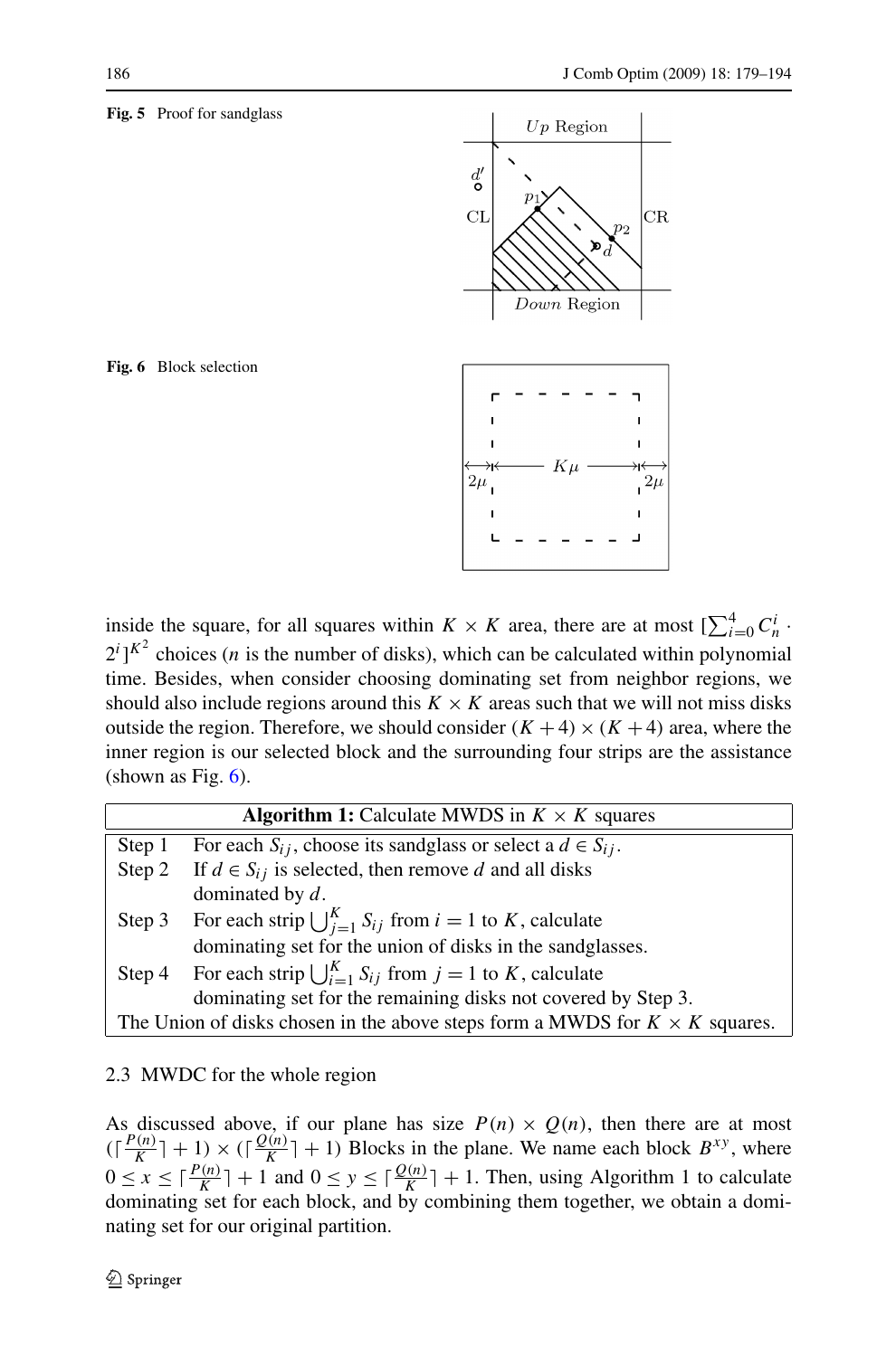Fig. 5 Proof for sandglass

Fig. 6 Block selection

inside the square, for all squares within $K \times K$ area, there are at most $[\sum_{i=0}^{4} C_n^i \cdot 2^i]^{K^2}$ choices ($n$ is the number of disks), which can be calculated within polynomial time. Besides, when consider choosing dominating set from neighbor regions, we should also include regions around this $K \times K$ areas such that we will not miss disks outside the region. Therefore, we should consider $(K+4) \times (K+4)$ area, where the inner region is our selected block and the surrounding four strips are the assistance (shown as Fig. 6).

| **Algorithm 1:** Calculate MWDS in $K \times K$ squares | |
|---|---|
| Step 1 | For each $S_{ij}$, choose its sandglass or select a $d \in S_{ij}$. |
| Step 2 | If $d \in S_{ij}$ is selected, then remove $d$ and all disks dominated by $d$. |
| Step 3 | For each strip $\bigcup_{j=1}^{K} S_{ij}$ from $i = 1$ to $K$, calculate dominating set for the union of disks in the sandglasses. |
| Step 4 | For each strip $\bigcup_{i=1}^{K} S_{ij}$ from $j = 1$ to $K$, calculate dominating set for the remaining disks not covered by Step 3. |
| The Union of disks chosen in the above steps form a MWDS for $K \times K$ squares. | |

### 2.3 MWDC for the whole region

As discussed above, if our plane has size $P(n) \times Q(n)$, then there are at most $(\lceil \frac{P(n)}{K} \rceil + 1) \times (\lceil \frac{Q(n)}{K} \rceil + 1)$ Blocks in the plane. We name each block $B^{xy}$, where $0 \leq x \leq \lceil \frac{P(n)}{K} \rceil + 1$ and $0 \leq y \leq \lceil \frac{Q(n)}{K} \rceil + 1$. Then, using Algorithm 1 to calculate dominating set for each block, and by combining them together, we obtain a dominating set for our original partition.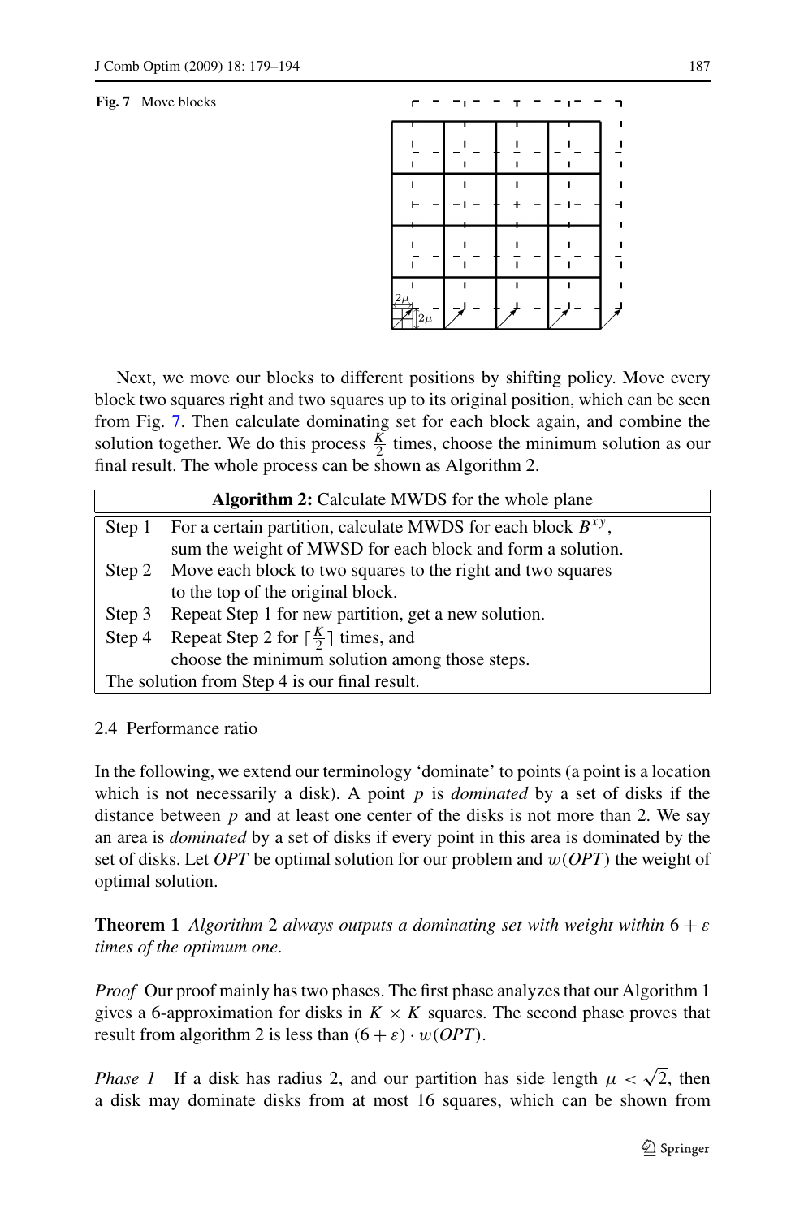**Fig. 7** Move blocks

Next, we move our blocks to different positions by shifting policy. Move every block two squares right and two squares up to its original position, which can be seen from Fig. 7. Then calculate dominating set for each block again, and combine the solution together. We do this process $\frac{K}{2}$ times, choose the minimum solution as our final result. The whole process can be shown as Algorithm 2.

| **Algorithm 2:** Calculate MWDS for the whole plane | |
|---|---|
| Step 1 | For a certain partition, calculate MWDS for each block $B^{xy}$, sum the weight of MWSD for each block and form a solution. |
| Step 2 | Move each block to two squares to the right and two squares to the top of the original block. |
| Step 3 | Repeat Step 1 for new partition, get a new solution. |
| Step 4 | Repeat Step 2 for $\lceil \frac{K}{2} \rceil$ times, and choose the minimum solution among those steps. |
| The solution from Step 4 is our final result. | |

### 2.4 Performance ratio

In the following, we extend our terminology 'dominate' to points (a point is a location which is not necessarily a disk). A point $p$ is *dominated* by a set of disks if the distance between $p$ and at least one center of the disks is not more than 2. We say an area is *dominated* by a set of disks if every point in this area is dominated by the set of disks. Let $OPT$ be optimal solution for our problem and $w(OPT)$ the weight of optimal solution.

**Theorem 1** *Algorithm* 2 *always outputs a dominating set with weight within* $6 + \varepsilon$ *times of the optimum one*.

*Proof* Our proof mainly has two phases. The first phase analyzes that our Algorithm 1 gives a 6-approximation for disks in $K \times K$ squares. The second phase proves that result from algorithm 2 is less than $(6 + \varepsilon) \cdot w(OPT)$.

*Phase 1* If a disk has radius 2, and our partition has side length $\mu < \sqrt{2}$, then a disk may dominate disks from at most 16 squares, which can be shown from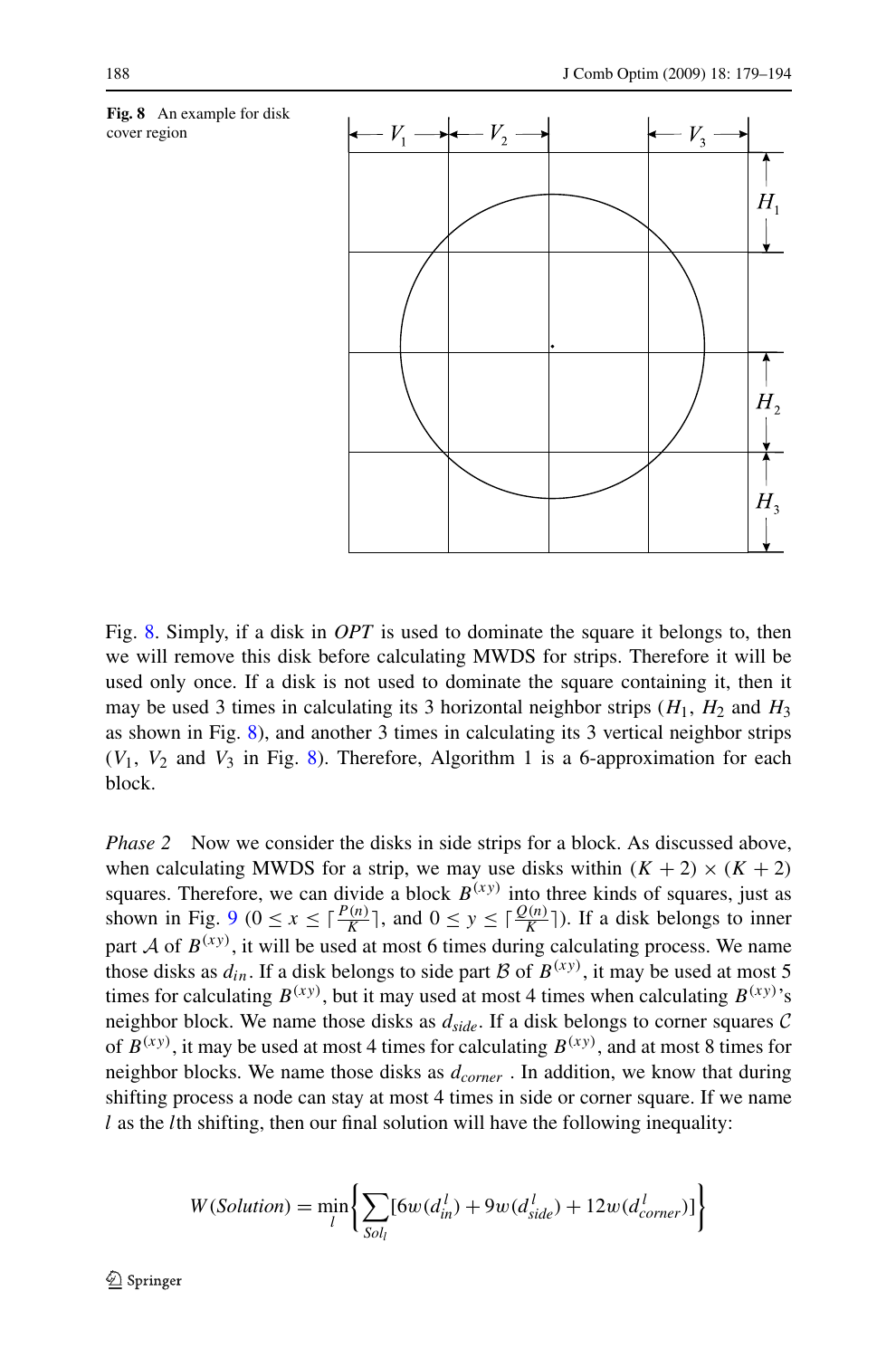**Fig. 8** An example for disk cover region

Fig. 8. Simply, if a disk in *OPT* is used to dominate the square it belongs to, then we will remove this disk before calculating MWDS for strips. Therefore it will be used only once. If a disk is not used to dominate the square containing it, then it may be used 3 times in calculating its 3 horizontal neighbor strips ($H_1$, $H_2$ and $H_3$ as shown in Fig. 8), and another 3 times in calculating its 3 vertical neighbor strips ($V_1$, $V_2$ and $V_3$ in Fig. 8). Therefore, Algorithm 1 is a 6-approximation for each block.

*Phase 2* Now we consider the disks in side strips for a block. As discussed above, when calculating MWDS for a strip, we may use disks within $(K+2) \times (K+2)$ squares. Therefore, we can divide a block $B^{(xy)}$ into three kinds of squares, just as shown in Fig. 9 ($0 \leq x \leq \lceil \frac{P(n)}{K} \rceil$, and $0 \leq y \leq \lceil \frac{Q(n)}{K} \rceil$). If a disk belongs to inner part $\mathcal{A}$ of $B^{(xy)}$, it will be used at most 6 times during calculating process. We name those disks as $d_{in}$. If a disk belongs to side part $\mathcal{B}$ of $B^{(xy)}$, it may be used at most 5 times for calculating $B^{(xy)}$, but it may used at most 4 times when calculating $B^{(xy)}$'s neighbor block. We name those disks as $d_{side}$. If a disk belongs to corner squares $\mathcal{C}$ of $B^{(xy)}$, it may be used at most 4 times for calculating $B^{(xy)}$, and at most 8 times for neighbor blocks. We name those disks as $d_{corner}$ . In addition, we know that during shifting process a node can stay at most 4 times in side or corner square. If we name $l$ as the $l$th shifting, then our final solution will have the following inequality:

$$W(Solution) = \min_{l} \left\{ \sum_{Sol_l} [6w(d_{in}^l) + 9w(d_{side}^l) + 12w(d_{corner}^l)] \right\}$$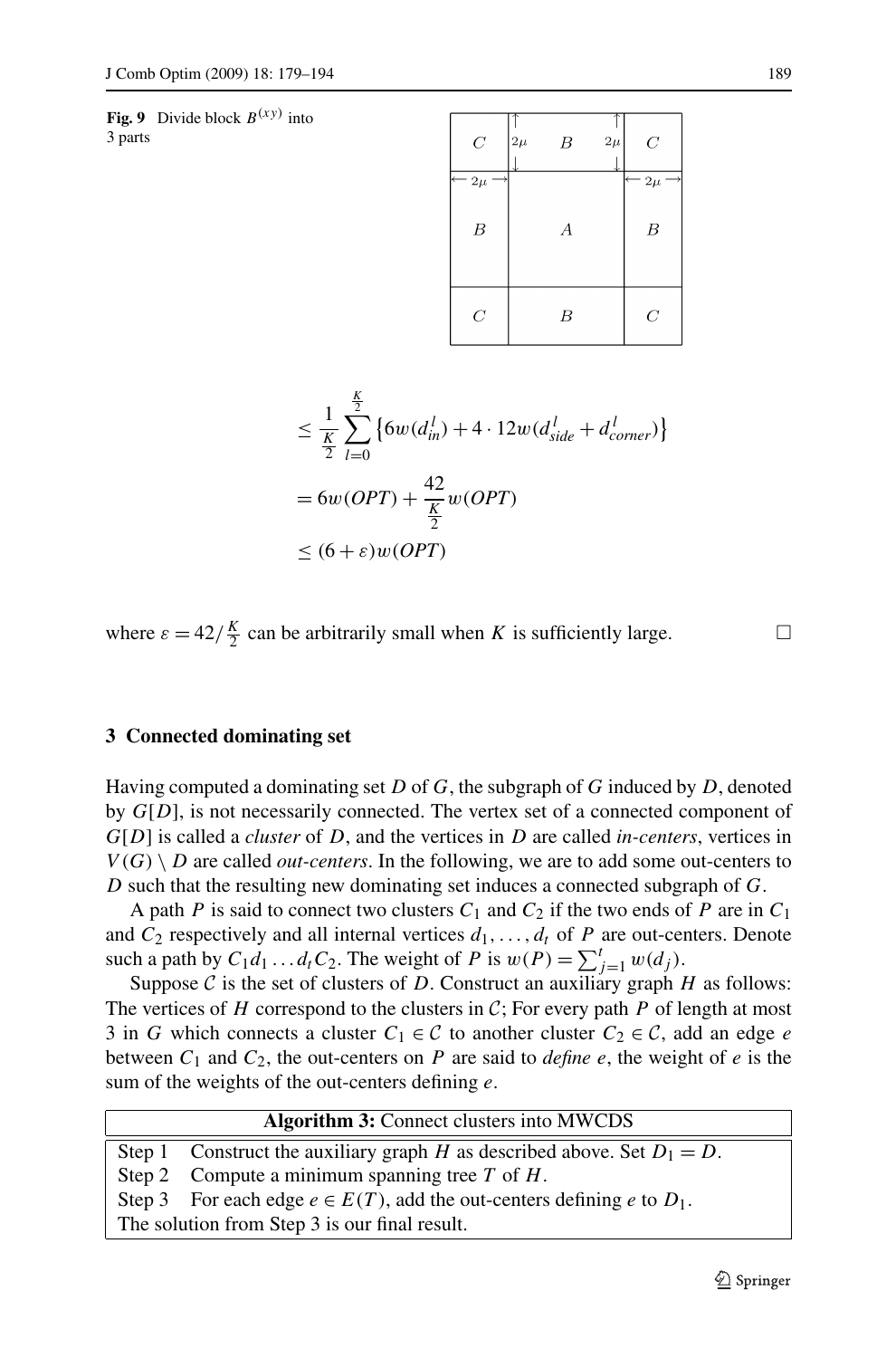**Fig. 9** Divide block $B^{(xy)}$ into 3 parts

$$\leq \frac{1}{\frac{K}{2}} \sum_{l=0}^{\frac{K}{2}} \{6w(d_{in}^l) + 4 \cdot 12w(d_{side}^l + d_{corner}^l)\}$$

$$= 6w(OPT) + \frac{42}{\frac{K}{2}} w(OPT)$$

$$\leq (6 + \varepsilon) w(OPT)$$

where $\varepsilon = 42/\frac{K}{2}$ can be arbitrarily small when $K$ is sufficiently large. □

## 3 Connected dominating set

Having computed a dominating set $D$ of $G$, the subgraph of $G$ induced by $D$, denoted by $G[D]$, is not necessarily connected. The vertex set of a connected component of $G[D]$ is called a *cluster* of $D$, and the vertices in $D$ are called *in-centers*, vertices in $V(G) \setminus D$ are called *out-centers*. In the following, we are to add some out-centers to $D$ such that the resulting new dominating set induces a connected subgraph of $G$.

A path $P$ is said to connect two clusters $C_1$ and $C_2$ if the two ends of $P$ are in $C_1$ and $C_2$ respectively and all internal vertices $d_1, \ldots, d_t$ of $P$ are out-centers. Denote such a path by $C_1 d_1 \ldots d_t C_2$. The weight of $P$ is $w(P) = \sum_{j=1}^{t} w(d_j)$.

Suppose $\mathcal{C}$ is the set of clusters of $D$. Construct an auxiliary graph $H$ as follows: The vertices of $H$ correspond to the clusters in $\mathcal{C}$; For every path $P$ of length at most 3 in $G$ which connects a cluster $C_1 \in \mathcal{C}$ to another cluster $C_2 \in \mathcal{C}$, add an edge $e$ between $C_1$ and $C_2$, the out-centers on $P$ are said to *define* $e$, the weight of $e$ is the sum of the weights of the out-centers defining $e$.

| **Algorithm 3:** Connect clusters into MWCDS |
|---|
| Step 1 Construct the auxiliary graph $H$ as described above. Set $D_1 = D$. |
| Step 2 Compute a minimum spanning tree $T$ of $H$. |
| Step 3 For each edge $e \in E(T)$, add the out-centers defining $e$ to $D_1$. |
| The solution from Step 3 is our final result. |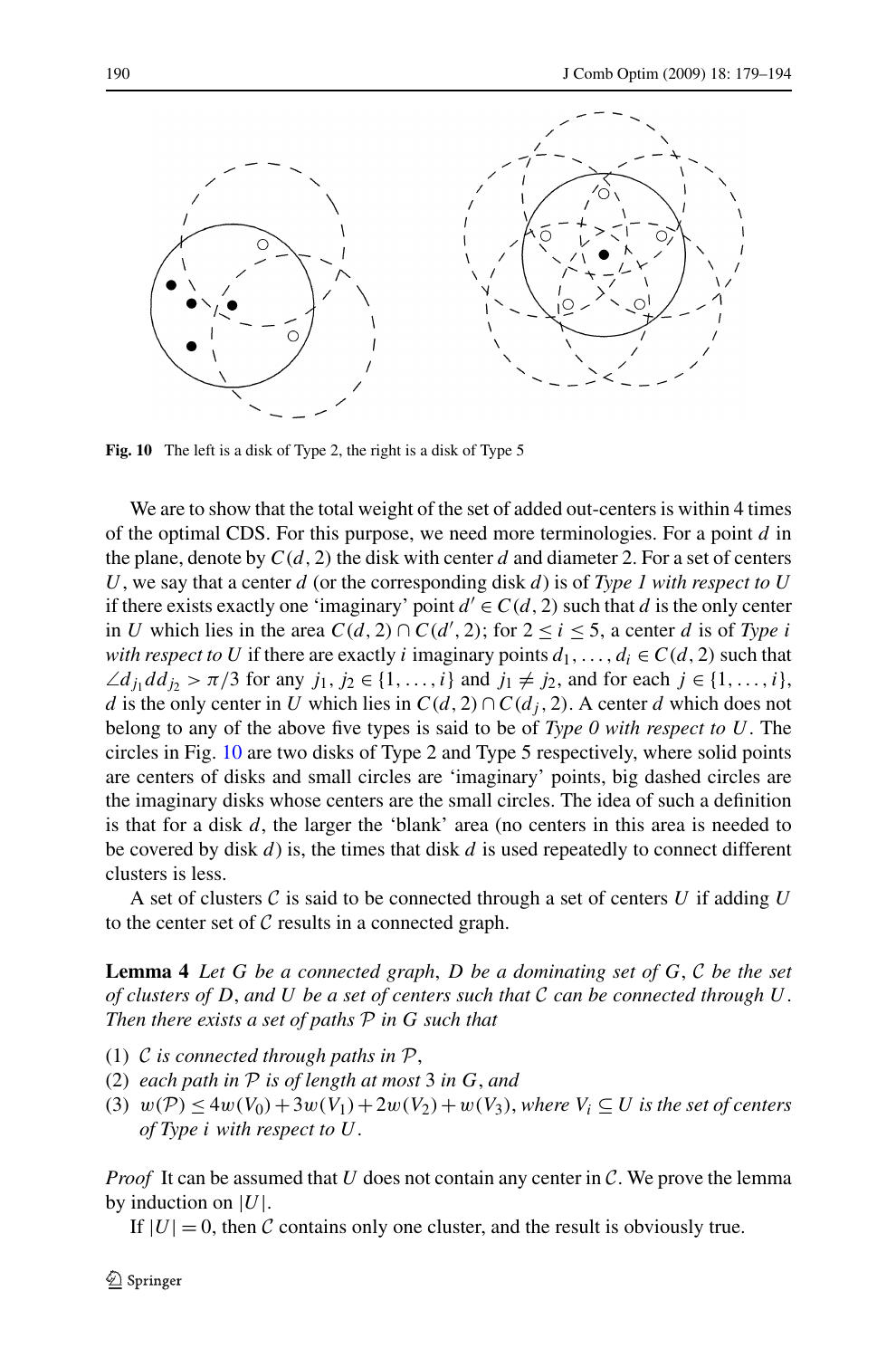**Fig. 10** The left is a disk of Type 2, the right is a disk of Type 5

We are to show that the total weight of the set of added out-centers is within 4 times of the optimal CDS. For this purpose, we need more terminologies. For a point $d$ in the plane, denote by $C(d, 2)$ the disk with center $d$ and diameter 2. For a set of centers $U$, we say that a center $d$ (or the corresponding disk $d$) is of *Type 1 with respect to $U$* if there exists exactly one 'imaginary' point $d' \in C(d, 2)$ such that $d$ is the only center in $U$ which lies in the area $C(d, 2) \cap C(d', 2)$; for $2 \le i \le 5$, a center $d$ is of *Type $i$ with respect to $U$* if there are exactly $i$ imaginary points $d_1, \ldots, d_i \in C(d, 2)$ such that $\angle d_{j_1} d d_{j_2} > \pi/3$ for any $j_1, j_2 \in \{1, \ldots, i\}$ and $j_1 \ne j_2$, and for each $j \in \{1, \ldots, i\}$, $d$ is the only center in $U$ which lies in $C(d, 2) \cap C(d_j, 2)$. A center $d$ which does not belong to any of the above five types is said to be of *Type 0 with respect to $U$*. The circles in Fig. 10 are two disks of Type 2 and Type 5 respectively, where solid points are centers of disks and small circles are 'imaginary' points, big dashed circles are the imaginary disks whose centers are the small circles. The idea of such a definition is that for a disk $d$, the larger the 'blank' area (no centers in this area is needed to be covered by disk $d$) is, the times that disk $d$ is used repeatedly to connect different clusters is less.

A set of clusters $\mathcal{C}$ is said to be connected through a set of centers $U$ if adding $U$ to the center set of $\mathcal{C}$ results in a connected graph.

**Lemma 4** *Let $G$ be a connected graph, $D$ be a dominating set of $G$, $\mathcal{C}$ be the set of clusters of $D$, and $U$ be a set of centers such that $\mathcal{C}$ can be connected through $U$. Then there exists a set of paths $\mathcal{P}$ in $G$ such that*

(1) *$\mathcal{C}$ is connected through paths in $\mathcal{P}$,*
(2) *each path in $\mathcal{P}$ is of length at most 3 in $G$, and*
(3) *$w(\mathcal{P}) \le 4w(V_0) + 3w(V_1) + 2w(V_2) + w(V_3)$, where $V_i \subseteq U$ is the set of centers of Type $i$ with respect to $U$.*

*Proof* It can be assumed that $U$ does not contain any center in $\mathcal{C}$. We prove the lemma by induction on $|U|$.

If $|U| = 0$, then $\mathcal{C}$ contains only one cluster, and the result is obviously true.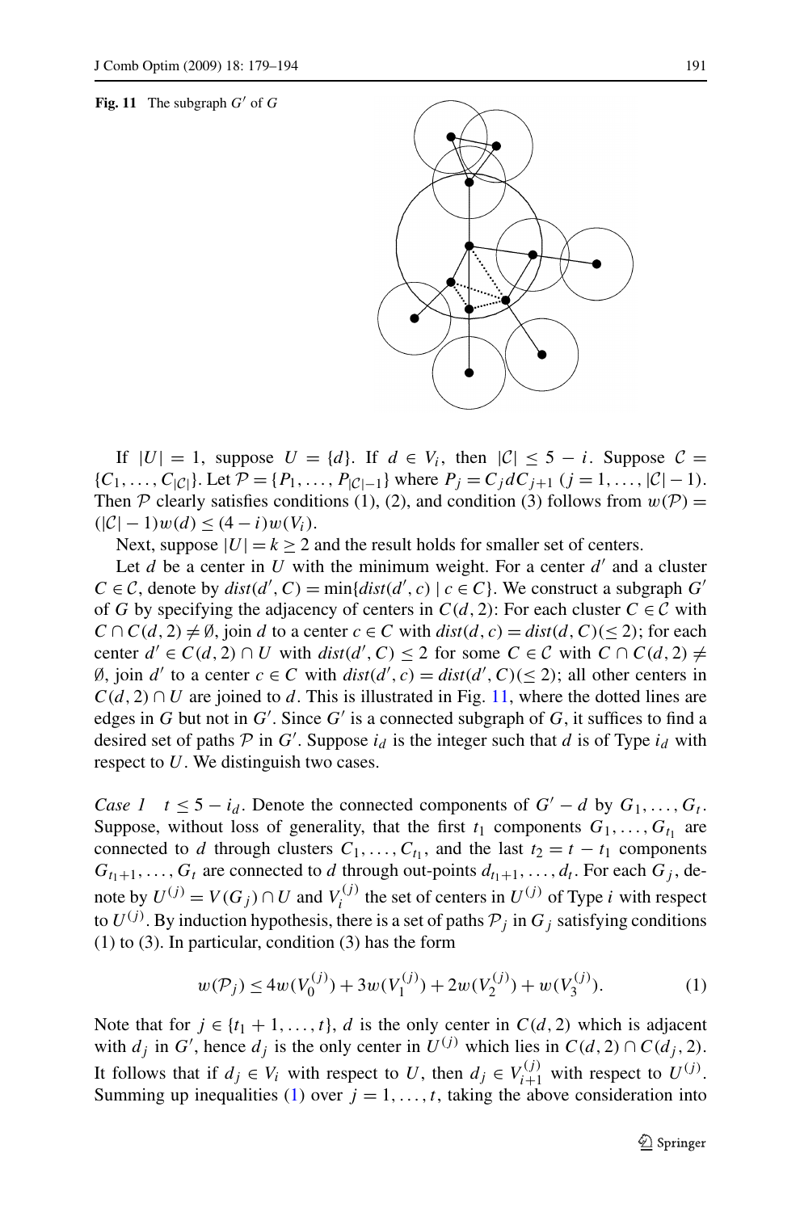**Fig. 11** The subgraph $G'$ of $G$

If $|U| = 1$, suppose $U = \{d\}$. If $d \in V_i$, then $|\mathcal{C}| \le 5 - i$. Suppose $\mathcal{C} = \{C_1, \ldots, C_{|\mathcal{C}|}\}$. Let $\mathcal{P} = \{P_1, \ldots, P_{|\mathcal{C}|-1}\}$ where $P_j = C_j d C_{j+1}$ $(j = 1, \ldots, |\mathcal{C}| - 1)$. Then $\mathcal{P}$ clearly satisfies conditions (1), (2), and condition (3) follows from $w(\mathcal{P}) = (|\mathcal{C}| - 1)w(d) \le (4 - i)w(V_i)$.

Next, suppose $|U| = k \ge 2$ and the result holds for smaller set of centers.

Let $d$ be a center in $U$ with the minimum weight. For a center $d'$ and a cluster $C \in \mathcal{C}$, denote by $dist(d', C) = \min\{dist(d', c) \mid c \in C\}$. We construct a subgraph $G'$ of $G$ by specifying the adjacency of centers in $C(d, 2)$: For each cluster $C \in \mathcal{C}$ with $C \cap C(d, 2) \ne \emptyset$, join $d$ to a center $c \in C$ with $dist(d, c) = dist(d, C) (\le 2)$; for each center $d' \in C(d, 2) \cap U$ with $dist(d', C) \le 2$ for some $C \in \mathcal{C}$ with $C \cap C(d, 2) \ne \emptyset$, join $d'$ to a center $c \in C$ with $dist(d', c) = dist(d', C) (\le 2)$; all other centers in $C(d, 2) \cap U$ are joined to $d$. This is illustrated in Fig. 11, where the dotted lines are edges in $G$ but not in $G'$. Since $G'$ is a connected subgraph of $G$, it suffices to find a desired set of paths $\mathcal{P}$ in $G'$. Suppose $i_d$ is the integer such that $d$ is of Type $i_d$ with respect to $U$. We distinguish two cases.

*Case 1* $t \le 5 - i_d$. Denote the connected components of $G' - d$ by $G_1, \ldots, G_t$. Suppose, without loss of generality, that the first $t_1$ components $G_1, \ldots, G_{t_1}$ are connected to $d$ through clusters $C_1, \ldots, C_{t_1}$, and the last $t_2 = t - t_1$ components $G_{t_1+1}, \ldots, G_t$ are connected to $d$ through out-points $d_{t_1+1}, \ldots, d_t$. For each $G_j$, denote by $U^{(j)} = V(G_j) \cap U$ and $V_i^{(j)}$ the set of centers in $U^{(j)}$ of Type $i$ with respect to $U^{(j)}$. By induction hypothesis, there is a set of paths $\mathcal{P}_j$ in $G_j$ satisfying conditions (1) to (3). In particular, condition (3) has the form

$$w(\mathcal{P}_j) \le 4w(V_0^{(j)}) + 3w(V_1^{(j)}) + 2w(V_2^{(j)}) + w(V_3^{(j)}). \tag{1}$$

Note that for $j \in \{t_1 + 1, \ldots, t\}$, $d$ is the only center in $C(d, 2)$ which is adjacent with $d_j$ in $G'$, hence $d_j$ is the only center in $U^{(j)}$ which lies in $C(d, 2) \cap C(d_j, 2)$. It follows that if $d_j \in V_i$ with respect to $U$, then $d_j \in V_{i+1}^{(j)}$ with respect to $U^{(j)}$. Summing up inequalities (1) over $j = 1, \ldots, t$, taking the above consideration into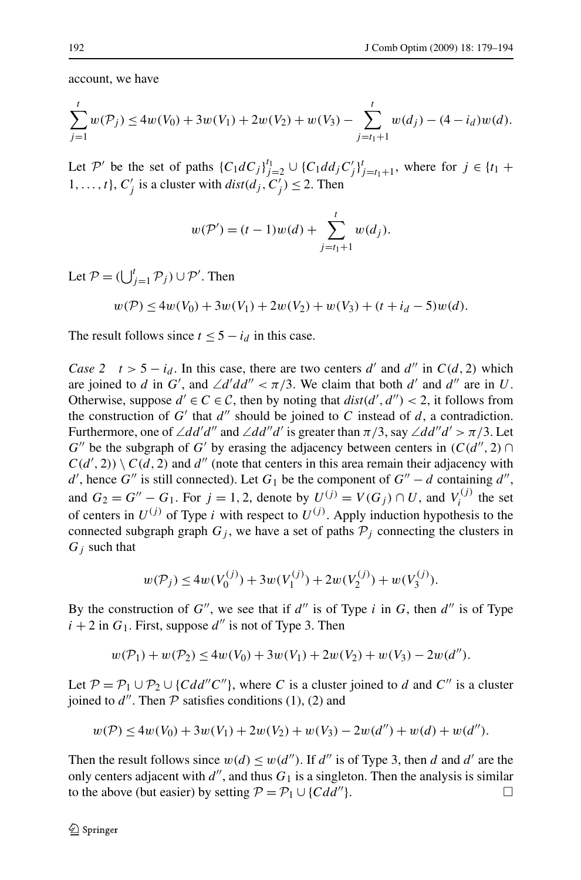account, we have

$$\sum_{j=1}^{t} w(\mathcal{P}_j) \le 4w(V_0) + 3w(V_1) + 2w(V_2) + w(V_3) - \sum_{j=t_1+1}^{t} w(d_j) - (4 - i_d)w(d).$$

Let $\mathcal{P}'$ be the set of paths $\{C_1 d C_j\}_{j=2}^{t_1} \cup \{C_1 d d_j C_j'\}_{j=t_1+1}^{t}$, where for $j \in \{t_1 + 1, \dots, t\}$, $C_j'$ is a cluster with $dist(d_j, C_j') \le 2$. Then

$$w(\mathcal{P}') = (t-1)w(d) + \sum_{j=t_1+1}^{t} w(d_j).$$

Let $\mathcal{P} = (\bigcup_{j=1}^{t} \mathcal{P}_j) \cup \mathcal{P}'$. Then

$$w(\mathcal{P}) \le 4w(V_0) + 3w(V_1) + 2w(V_2) + w(V_3) + (t + i_d - 5)w(d).$$

The result follows since $t \le 5 - i_d$ in this case.

*Case 2* $t > 5 - i_d$. In this case, there are two centers $d'$ and $d''$ in $C(d, 2)$ which are joined to $d$ in $G'$, and $\angle d' d d'' < \pi/3$. We claim that both $d'$ and $d''$ are in $U$. Otherwise, suppose $d' \in C \in \mathcal{C}$, then by noting that $dist(d', d'') < 2$, it follows from the construction of $G'$ that $d''$ should be joined to $C$ instead of $d$, a contradiction. Furthermore, one of $\angle d d' d''$ and $\angle d d'' d'$ is greater than $\pi/3$, say $\angle d d'' d' > \pi/3$. Let $G''$ be the subgraph of $G'$ by erasing the adjacency between centers in $(C(d'', 2) \cap C(d', 2)) \setminus C(d, 2)$ and $d''$ (note that centers in this area remain their adjacency with $d'$, hence $G''$ is still connected). Let $G_1$ be the component of $G'' - d$ containing $d''$, and $G_2 = G'' - G_1$. For $j = 1, 2$, denote by $U^{(j)} = V(G_j) \cap U$, and $V_i^{(j)}$ the set of centers in $U^{(j)}$ of Type $i$ with respect to $U^{(j)}$. Apply induction hypothesis to the connected subgraph graph $G_j$, we have a set of paths $\mathcal{P}_j$ connecting the clusters in $G_j$ such that

$$w(\mathcal{P}_j) \le 4w(V_0^{(j)}) + 3w(V_1^{(j)}) + 2w(V_2^{(j)}) + w(V_3^{(j)}).$$

By the construction of $G''$, we see that if $d''$ is of Type $i$ in $G$, then $d''$ is of Type $i + 2$ in $G_1$. First, suppose $d''$ is not of Type 3. Then

$$w(\mathcal{P}_1) + w(\mathcal{P}_2) \le 4w(V_0) + 3w(V_1) + 2w(V_2) + w(V_3) - 2w(d'').$$

Let $\mathcal{P} = \mathcal{P}_1 \cup \mathcal{P}_2 \cup \{C d d'' C''\}$, where $C$ is a cluster joined to $d$ and $C''$ is a cluster joined to $d''$. Then $\mathcal{P}$ satisfies conditions (1), (2) and

$$w(\mathcal{P}) \le 4w(V_0) + 3w(V_1) + 2w(V_2) + w(V_3) - 2w(d'') + w(d) + w(d'').$$

Then the result follows since $w(d) \le w(d'')$. If $d''$ is of Type 3, then $d$ and $d'$ are the only centers adjacent with $d''$, and thus $G_1$ is a singleton. Then the analysis is similar to the above (but easier) by setting $\mathcal{P} = \mathcal{P}_1 \cup \{C d d''\}$. □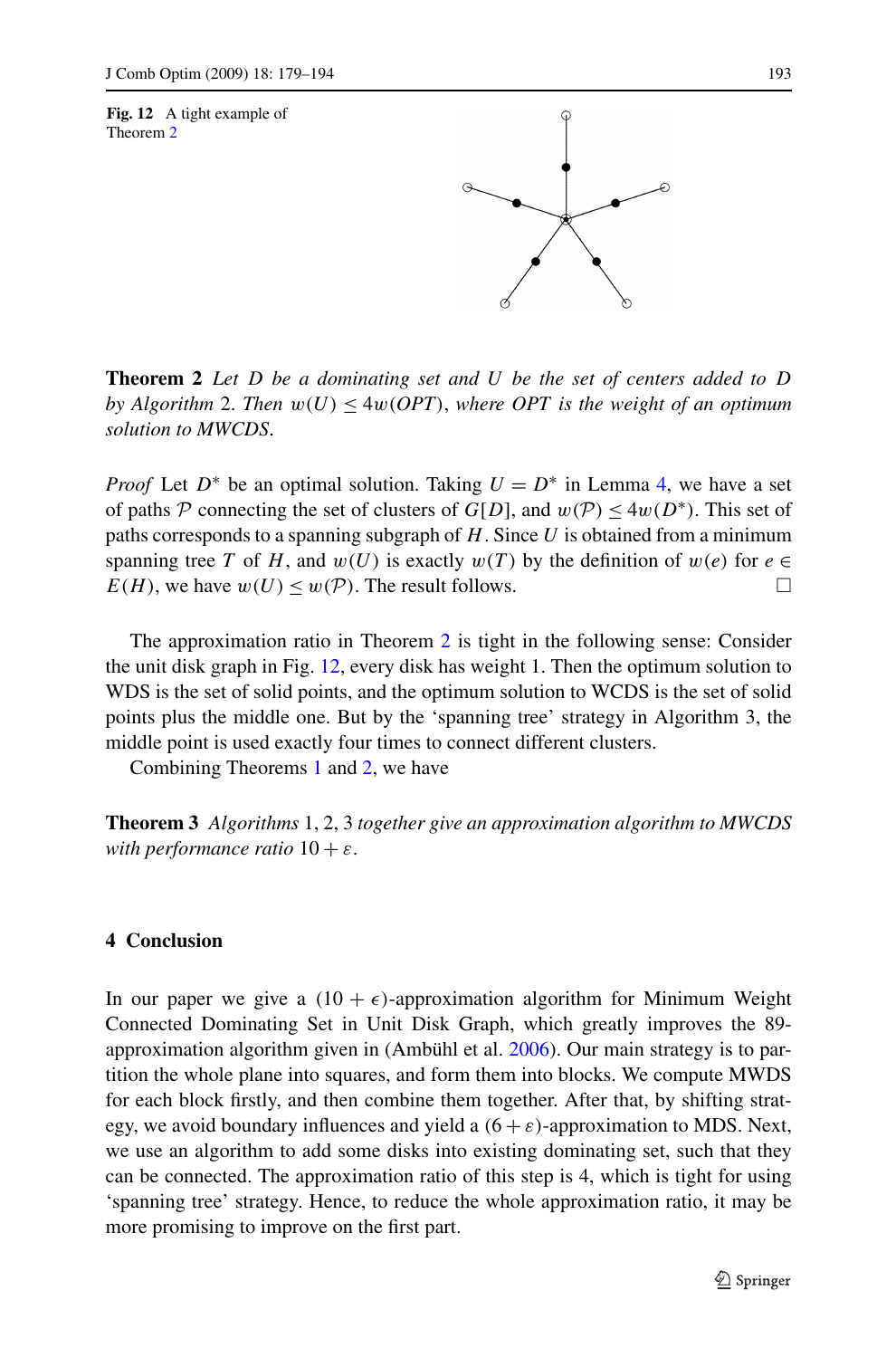**Fig. 12** A tight example of Theorem 2

**Theorem 2** *Let $D$ be a dominating set and $U$ be the set of centers added to $D$ by Algorithm* 2. *Then $w(U) \leq 4w(OPT)$, where $OPT$ is the weight of an optimum solution to MWCDS.*

*Proof* Let $D^*$ be an optimal solution. Taking $U = D^*$ in Lemma 4, we have a set of paths $\mathcal{P}$ connecting the set of clusters of $G[D]$, and $w(\mathcal{P}) \leq 4w(D^*)$. This set of paths corresponds to a spanning subgraph of $H$. Since $U$ is obtained from a minimum spanning tree $T$ of $H$, and $w(U)$ is exactly $w(T)$ by the definition of $w(e)$ for $e \in E(H)$, we have $w(U) \leq w(\mathcal{P})$. The result follows. □

The approximation ratio in Theorem 2 is tight in the following sense: Consider the unit disk graph in Fig. 12, every disk has weight 1. Then the optimum solution to WDS is the set of solid points, and the optimum solution to WCDS is the set of solid points plus the middle one. But by the 'spanning tree' strategy in Algorithm 3, the middle point is used exactly four times to connect different clusters.

Combining Theorems 1 and 2, we have

**Theorem 3** *Algorithms* 1, 2, 3 *together give an approximation algorithm to MWCDS with performance ratio* $10 + \varepsilon$.

## 4 Conclusion

In our paper we give a $(10 + \epsilon)$-approximation algorithm for Minimum Weight Connected Dominating Set in Unit Disk Graph, which greatly improves the 89-approximation algorithm given in (Ambühl et al. 2006). Our main strategy is to partition the whole plane into squares, and form them into blocks. We compute MWDS for each block firstly, and then combine them together. After that, by shifting strategy, we avoid boundary influences and yield a $(6 + \varepsilon)$-approximation to MDS. Next, we use an algorithm to add some disks into existing dominating set, such that they can be connected. The approximation ratio of this step is 4, which is tight for using 'spanning tree' strategy. Hence, to reduce the whole approximation ratio, it may be more promising to improve on the first part.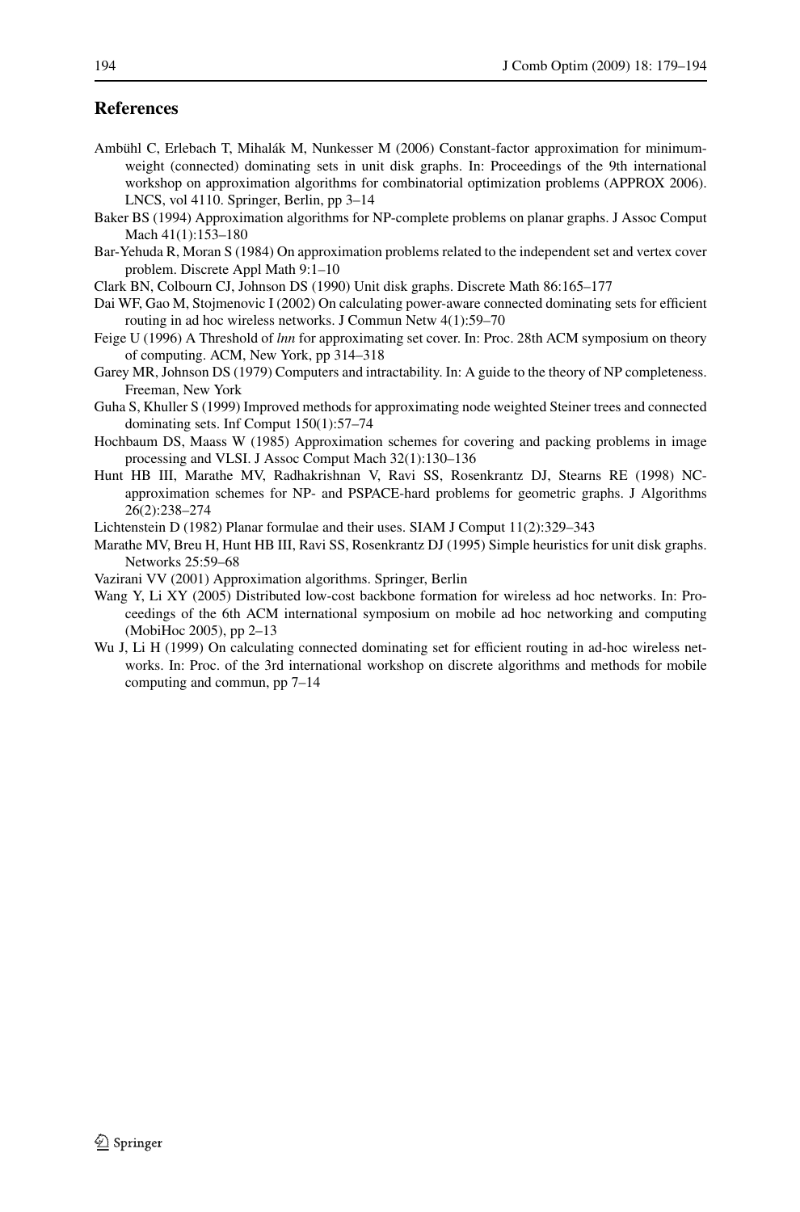## References

Ambühl C, Erlebach T, Mihalák M, Nunkesser M (2006) Constant-factor approximation for minimum-weight (connected) dominating sets in unit disk graphs. In: Proceedings of the 9th international workshop on approximation algorithms for combinatorial optimization problems (APPROX 2006). LNCS, vol 4110. Springer, Berlin, pp 3–14

Baker BS (1994) Approximation algorithms for NP-complete problems on planar graphs. J Assoc Comput Mach 41(1):153–180

Bar-Yehuda R, Moran S (1984) On approximation problems related to the independent set and vertex cover problem. Discrete Appl Math 9:1–10

Clark BN, Colbourn CJ, Johnson DS (1990) Unit disk graphs. Discrete Math 86:165–177

Dai WF, Gao M, Stojmenovic I (2002) On calculating power-aware connected dominating sets for efficient routing in ad hoc wireless networks. J Commun Netw 4(1):59–70

Feige U (1996) A Threshold of *lnn* for approximating set cover. In: Proc. 28th ACM symposium on theory of computing. ACM, New York, pp 314–318

Garey MR, Johnson DS (1979) Computers and intractability. In: A guide to the theory of NP completeness. Freeman, New York

Guha S, Khuller S (1999) Improved methods for approximating node weighted Steiner trees and connected dominating sets. Inf Comput 150(1):57–74

Hochbaum DS, Maass W (1985) Approximation schemes for covering and packing problems in image processing and VLSI. J Assoc Comput Mach 32(1):130–136

Hunt HB III, Marathe MV, Radhakrishnan V, Ravi SS, Rosenkrantz DJ, Stearns RE (1998) NC-approximation schemes for NP- and PSPACE-hard problems for geometric graphs. J Algorithms 26(2):238–274

Lichtenstein D (1982) Planar formulae and their uses. SIAM J Comput 11(2):329–343

Marathe MV, Breu H, Hunt HB III, Ravi SS, Rosenkrantz DJ (1995) Simple heuristics for unit disk graphs. Networks 25:59–68

Vazirani VV (2001) Approximation algorithms. Springer, Berlin

Wang Y, Li XY (2005) Distributed low-cost backbone formation for wireless ad hoc networks. In: Proceedings of the 6th ACM international symposium on mobile ad hoc networking and computing (MobiHoc 2005), pp 2–13

Wu J, Li H (1999) On calculating connected dominating set for efficient routing in ad-hoc wireless networks. In: Proc. of the 3rd international workshop on discrete algorithms and methods for mobile computing and commun, pp 7–14